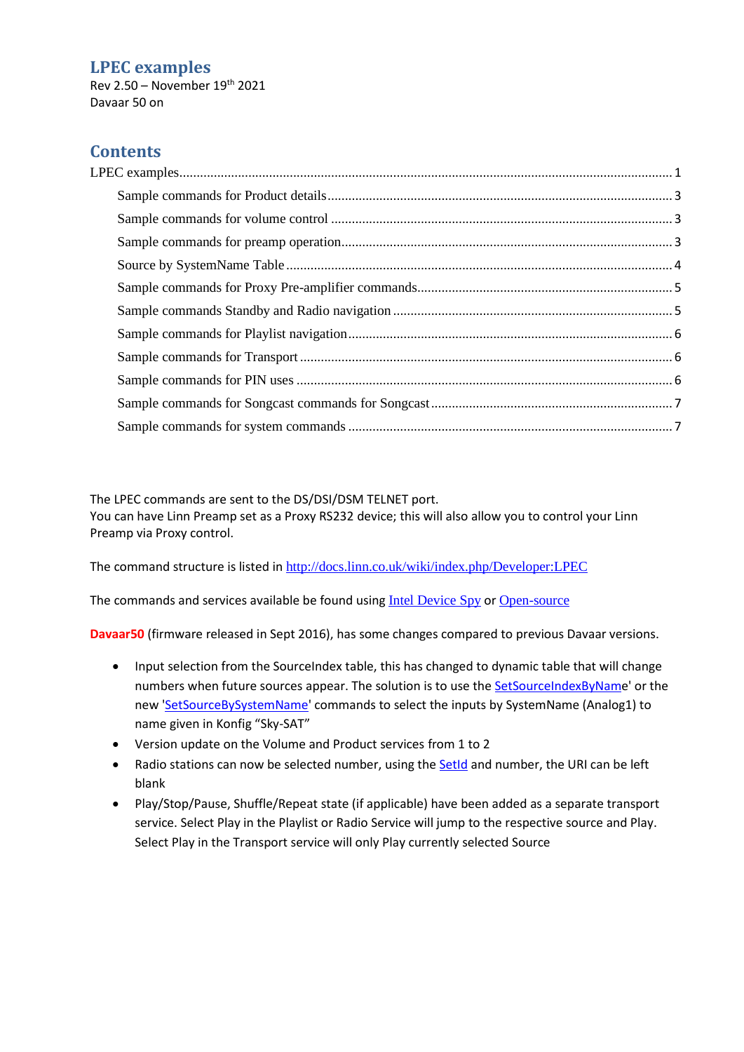# LPEC examples

Rev 2.50 – November 19th 2021
Davaar 50 on

## Contents

- LPEC examples ..... 1
  - Sample commands for Product details ..... 3
  - Sample commands for volume control ..... 3
  - Sample commands for preamp operation ..... 3
  - Source by SystemName Table ..... 4
  - Sample commands for Proxy Pre-amplifier commands ..... 5
  - Sample commands Standby and Radio navigation ..... 5
  - Sample commands for Playlist navigation ..... 6
  - Sample commands for Transport ..... 6
  - Sample commands for PIN uses ..... 6
  - Sample commands for Songcast commands for Songcast ..... 7
  - Sample commands for system commands ..... 7

The LPEC commands are sent to the DS/DSI/DSM TELNET port.
You can have Linn Preamp set as a Proxy RS232 device; this will also allow you to control your Linn Preamp via Proxy control.

The command structure is listed in [http://docs.linn.co.uk/wiki/index.php/Developer:LPEC](http://docs.linn.co.uk/wiki/index.php/Developer:LPEC)

The commands and services available be found using Intel Device Spy or Open-source

**Davaar50** (firmware released in Sept 2016), has some changes compared to previous Davaar versions.

- Input selection from the SourceIndex table, this has changed to dynamic table that will change numbers when future sources appear. The solution is to use the SetSourceIndexByName' or the new 'SetSourceBySystemName' commands to select the inputs by SystemName (Analog1) to name given in Konfig "Sky-SAT"
- Version update on the Volume and Product services from 1 to 2
- Radio stations can now be selected number, using the SetId and number, the URI can be left blank
- Play/Stop/Pause, Shuffle/Repeat state (if applicable) have been added as a separate transport service. Select Play in the Playlist or Radio Service will jump to the respective source and Play. Select Play in the Transport service will only Play currently selected Source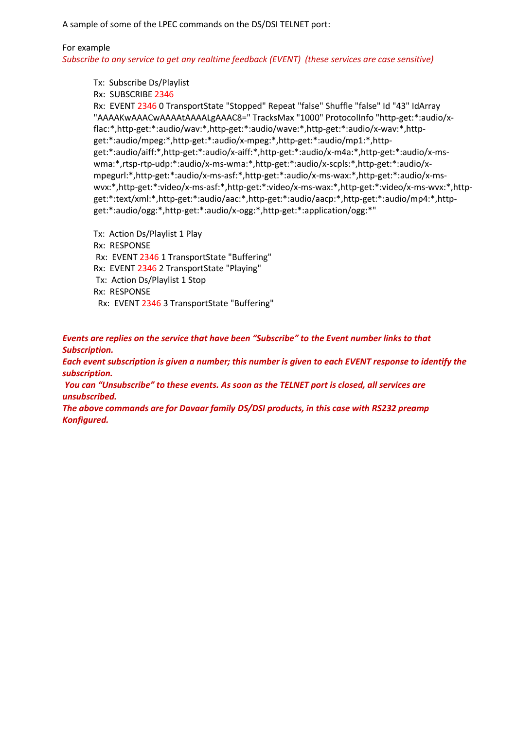A sample of some of the LPEC commands on the DS/DSI TELNET port:

For example

*Subscribe to any service to get any realtime feedback (EVENT) (these services are case sensitive)*

Tx: Subscribe Ds/Playlist
Rx: SUBSCRIBE 2346
Rx: EVENT 2346 0 TransportState "Stopped" Repeat "false" Shuffle "false" Id "43" IdArray "AAAAKwAAACwAAAAtAAAALgAAAC8=" TracksMax "1000" ProtocolInfo "http-get:*:audio/x-flac:*,http-get:*:audio/wav:*,http-get:*:audio/wave:*,http-get:*:audio/x-wav:*,http-get:*:audio/mpeg:*,http-get:*:audio/x-mpeg:*,http-get:*:audio/mp1:*,http-get:*:audio/aiff:*,http-get:*:audio/x-aiff:*,http-get:*:audio/x-m4a:*,http-get:*:audio/x-ms-wma:*,rtsp-rtp-udp:*:audio/x-ms-wma:*,http-get:*:audio/x-scpls:*,http-get:*:audio/x-mpegurl:*,http-get:*:audio/x-ms-asf:*,http-get:*:audio/x-ms-wax:*,http-get:*:audio/x-ms-wvx:*,http-get:*:video/x-ms-asf:*,http-get:*:video/x-ms-wax:*,http-get:*:video/x-ms-wvx:*,http-get:*:text/xml:*,http-get:*:audio/aac:*,http-get:*:audio/aacp:*,http-get:*:audio/mp4:*,http-get:*:audio/ogg:*,http-get:*:audio/x-ogg:*,http-get:*:application/ogg:*"

Tx: Action Ds/Playlist 1 Play
Rx: RESPONSE
Rx: EVENT 2346 1 TransportState "Buffering"
Rx: EVENT 2346 2 TransportState "Playing"
Tx: Action Ds/Playlist 1 Stop
Rx: RESPONSE
Rx: EVENT 2346 3 TransportState "Buffering"

***Events are replies on the service that have been "Subscribe" to the Event number links to that Subscription.***
***Each event subscription is given a number; this number is given to each EVENT response to identify the subscription.***
***You can "Unsubscribe" to these events. As soon as the TELNET port is closed, all services are unsubscribed.***
***The above commands are for Davaar family DS/DSI products, in this case with RS232 preamp Konfigured.***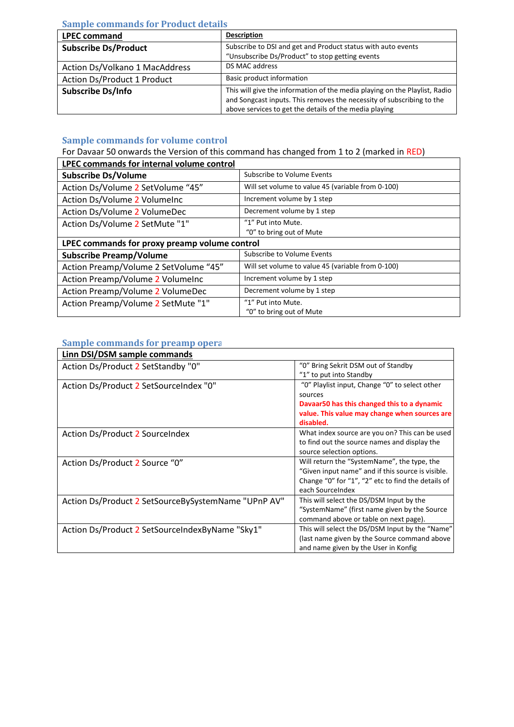### Sample commands for Product details

| LPEC command | Description |
|---|---|
| **Subscribe Ds/Product** | Subscribe to DSI and get and Product status with auto events "Unsubscribe Ds/Product" to stop getting events |
| Action Ds/Volkano 1 MacAddress | DS MAC address |
| Action Ds/Product 1 Product | Basic product information |
| **Subscribe Ds/Info** | This will give the information of the media playing on the Playlist, Radio and Songcast inputs. This removes the necessity of subscribing to the above services to get the details of the media playing |

### Sample commands for volume control

For Davaar 50 onwards the Version of this command has changed from 1 to 2 (marked in RED)

| LPEC commands for internal volume control | |
|---|---|
| **Subscribe Ds/Volume** | Subscribe to Volume Events |
| Action Ds/Volume 2 SetVolume "45" | Will set volume to value 45 (variable from 0-100) |
| Action Ds/Volume 2 VolumeInc | Increment volume by 1 step |
| Action Ds/Volume 2 VolumeDec | Decrement volume by 1 step |
| Action Ds/Volume 2 SetMute "1" | "1" Put into Mute. "0" to bring out of Mute |
| **LPEC commands for proxy preamp volume control** | |
| **Subscribe Preamp/Volume** | Subscribe to Volume Events |
| Action Preamp/Volume 2 SetVolume "45" | Will set volume to value 45 (variable from 0-100) |
| Action Preamp/Volume 2 VolumeInc | Increment volume by 1 step |
| Action Preamp/Volume 2 VolumeDec | Decrement volume by 1 step |
| Action Preamp/Volume 2 SetMute "1" | "1" Put into Mute. "0" to bring out of Mute |

### Sample commands for preamp opera

| Linn DSI/DSM sample commands | |
|---|---|
| Action Ds/Product 2 SetStandby "0" | "0" Bring Sekrit DSM out of Standby "1" to put into Standby |
| Action Ds/Product 2 SetSourceIndex "0" | "0" Playlist input, Change "0" to select other sources **Davaar50 has this changed this to a dynamic value. This value may change when sources are disabled.** |
| Action Ds/Product 2 SourceIndex | What index source are you on? This can be used to find out the source names and display the source selection options. |
| Action Ds/Product 2 Source "0" | Will return the "SystemName", the type, the "Given input name" and if this source is visible. Change "0" for "1", "2" etc to find the details of each SourceIndex |
| Action Ds/Product 2 SetSourceBySystemName "UPnP AV" | This will select the DS/DSM Input by the "SystemName" (first name given by the Source command above or table on next page). |
| Action Ds/Product 2 SetSourceIndexByName "Sky1" | This will select the DS/DSM Input by the "Name" (last name given by the Source command above and name given by the User in Konfig |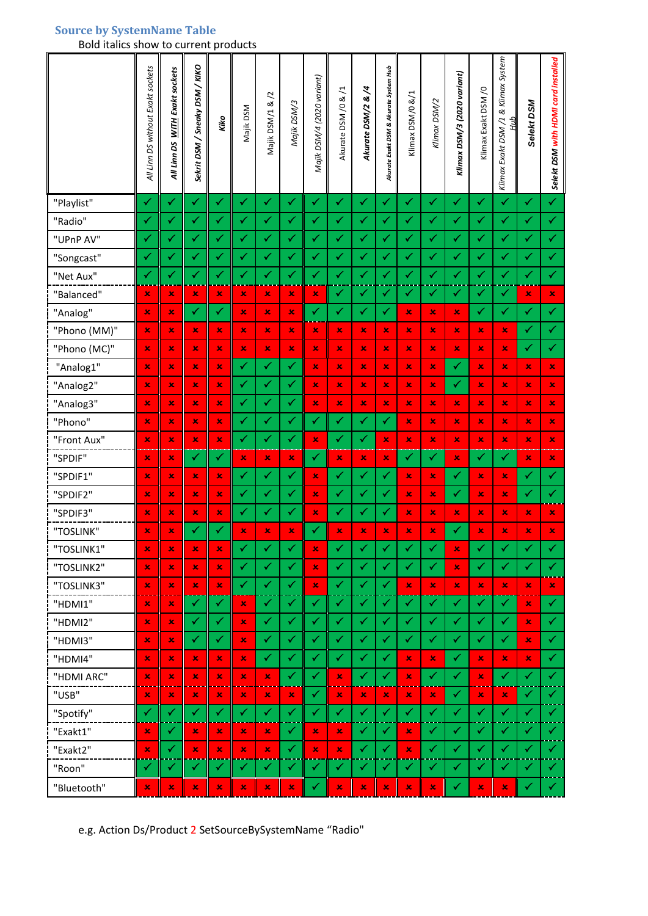## Source by SystemName Table

Bold italics show to current products

| | All Linn DS without Exakt sockets | ***All Linn DS WITH Exakt sockets*** | ***Sekrit DSM / Sneaky DSM / KIKO*** | ***Kiko*** | Majik DSM | Majik DSM/1 & /2 | *Majik DSM/3* | *Majik DSM/4 (2020 variant)* | Akurate DSM /0 & /1 | ***Akurate DSM/2 & /4*** | ***Akurate Exakt DSM & Akurate System Hub*** | Klimax DSM/0 &/1 | *Klimax DSM/2* | ***Klimax DSM/3 (2020 variant)*** | Klimax Exakt DSM /0 | *Klimax Exakt DSM /1 & Klimax System Hub* | ***Selekt DSM*** | ***Selekt DSM with HDMI card installed*** |
|---|---|---|---|---|---|---|---|---|---|---|---|---|---|---|---|---|---|---|
| "Playlist" | ✓ | ✓ | ✓ | ✓ | ✓ | ✓ | ✓ | ✓ | ✓ | ✓ | ✓ | ✓ | ✓ | ✓ | ✓ | ✓ | ✓ | ✓ |
| "Radio" | ✓ | ✓ | ✓ | ✓ | ✓ | ✓ | ✓ | ✓ | ✓ | ✓ | ✓ | ✓ | ✓ | ✓ | ✓ | ✓ | ✓ | ✓ |
| "UPnP AV" | ✓ | ✓ | ✓ | ✓ | ✓ | ✓ | ✓ | ✓ | ✓ | ✓ | ✓ | ✓ | ✓ | ✓ | ✓ | ✓ | ✓ | ✓ |
| "Songcast" | ✓ | ✓ | ✓ | ✓ | ✓ | ✓ | ✓ | ✓ | ✓ | ✓ | ✓ | ✓ | ✓ | ✓ | ✓ | ✓ | ✓ | ✓ |
| "Net Aux" | ✓ | ✓ | ✓ | ✓ | ✓ | ✓ | ✓ | ✓ | ✓ | ✓ | ✓ | ✓ | ✓ | ✓ | ✓ | ✓ | ✓ | ✓ |
| "Balanced" | ✗ | ✗ | ✗ | ✗ | ✗ | ✗ | ✗ | ✗ | ✓ | ✓ | ✓ | ✓ | ✓ | ✓ | ✓ | ✓ | ✗ | ✗ |
| "Analog" | ✗ | ✗ | ✓ | ✓ | ✗ | ✗ | ✗ | ✓ | ✓ | ✓ | ✓ | ✗ | ✗ | ✗ | ✓ | ✓ | ✓ | ✓ |
| "Phono (MM)" | ✗ | ✗ | ✗ | ✗ | ✗ | ✗ | ✗ | ✗ | ✗ | ✗ | ✗ | ✗ | ✗ | ✗ | ✗ | ✗ | ✓ | ✓ |
| "Phono (MC)" | ✗ | ✗ | ✗ | ✗ | ✗ | ✗ | ✗ | ✗ | ✗ | ✗ | ✗ | ✗ | ✗ | ✗ | ✗ | ✗ | ✓ | ✓ |
| "Analog1" | ✗ | ✗ | ✗ | ✗ | ✓ | ✓ | ✓ | ✗ | ✗ | ✗ | ✗ | ✗ | ✗ | ✓ | ✗ | ✗ | ✗ | ✗ |
| "Analog2" | ✗ | ✗ | ✗ | ✗ | ✓ | ✓ | ✓ | ✗ | ✗ | ✗ | ✗ | ✗ | ✗ | ✓ | ✗ | ✗ | ✗ | ✗ |
| "Analog3" | ✗ | ✗ | ✗ | ✗ | ✓ | ✓ | ✓ | ✗ | ✗ | ✗ | ✗ | ✗ | ✗ | ✗ | ✗ | ✗ | ✗ | ✗ |
| "Phono" | ✗ | ✗ | ✗ | ✗ | ✓ | ✓ | ✓ | ✓ | ✓ | ✓ | ✓ | ✗ | ✗ | ✗ | ✗ | ✗ | ✗ | ✗ |
| "Front Aux" | ✗ | ✗ | ✗ | ✗ | ✓ | ✓ | ✓ | ✗ | ✓ | ✓ | ✗ | ✗ | ✗ | ✗ | ✗ | ✗ | ✗ | ✗ |
| "SPDIF" | ✗ | ✗ | ✓ | ✓ | ✗ | ✗ | ✗ | ✓ | ✗ | ✗ | ✗ | ✓ | ✓ | ✗ | ✓ | ✓ | ✗ | ✗ |
| "SPDIF1" | ✗ | ✗ | ✗ | ✗ | ✓ | ✓ | ✓ | ✗ | ✓ | ✓ | ✓ | ✗ | ✗ | ✓ | ✗ | ✗ | ✓ | ✓ |
| "SPDIF2" | ✗ | ✗ | ✗ | ✗ | ✓ | ✓ | ✓ | ✗ | ✓ | ✓ | ✓ | ✗ | ✗ | ✓ | ✗ | ✗ | ✓ | ✓ |
| "SPDIF3" | ✗ | ✗ | ✗ | ✗ | ✓ | ✓ | ✓ | ✗ | ✓ | ✓ | ✓ | ✗ | ✗ | ✗ | ✗ | ✗ | ✗ | ✗ |
| "TOSLINK" | ✗ | ✗ | ✓ | ✓ | ✗ | ✗ | ✗ | ✓ | ✗ | ✗ | ✗ | ✗ | ✗ | ✓ | ✗ | ✗ | ✗ | ✗ |
| "TOSLINK1" | ✗ | ✗ | ✗ | ✗ | ✓ | ✓ | ✓ | ✗ | ✓ | ✓ | ✓ | ✓ | ✓ | ✗ | ✓ | ✓ | ✓ | ✓ |
| "TOSLINK2" | ✗ | ✗ | ✗ | ✗ | ✓ | ✓ | ✓ | ✗ | ✓ | ✓ | ✓ | ✓ | ✓ | ✗ | ✓ | ✓ | ✓ | ✓ |
| "TOSLINK3" | ✗ | ✗ | ✗ | ✗ | ✓ | ✓ | ✓ | ✗ | ✓ | ✓ | ✓ | ✗ | ✗ | ✗ | ✗ | ✗ | ✗ | ✗ |
| "HDMI1" | ✗ | ✗ | ✓ | ✓ | ✗ | ✓ | ✓ | ✓ | ✓ | ✓ | ✓ | ✓ | ✓ | ✓ | ✓ | ✓ | ✗ | ✓ |
| "HDMI2" | ✗ | ✗ | ✓ | ✓ | ✗ | ✓ | ✓ | ✓ | ✓ | ✓ | ✓ | ✓ | ✓ | ✓ | ✓ | ✓ | ✗ | ✓ |
| "HDMI3" | ✗ | ✗ | ✓ | ✓ | ✗ | ✓ | ✓ | ✓ | ✓ | ✓ | ✓ | ✓ | ✓ | ✓ | ✓ | ✓ | ✗ | ✓ |
| "HDMI4" | ✗ | ✗ | ✗ | ✗ | ✗ | ✓ | ✓ | ✓ | ✓ | ✓ | ✓ | ✗ | ✗ | ✓ | ✗ | ✗ | ✗ | ✓ |
| "HDMI ARC" | ✗ | ✗ | ✗ | ✗ | ✗ | ✗ | ✓ | ✓ | ✗ | ✓ | ✓ | ✗ | ✓ | ✓ | ✗ | ✓ | ✓ | ✓ |
| "USB" | ✗ | ✗ | ✗ | ✗ | ✗ | ✗ | ✗ | ✓ | ✗ | ✗ | ✗ | ✗ | ✗ | ✓ | ✗ | ✗ | ✓ | ✓ |
| "Spotify" | ✓ | ✓ | ✓ | ✓ | ✓ | ✓ | ✓ | ✓ | ✓ | ✓ | ✓ | ✓ | ✓ | ✓ | ✓ | ✓ | ✓ | ✓ |
| "Exakt1" | ✗ | ✓ | ✗ | ✗ | ✗ | ✗ | ✓ | ✗ | ✗ | ✓ | ✓ | ✗ | ✓ | ✓ | ✓ | ✓ | ✓ | ✓ |
| "Exakt2" | ✗ | ✓ | ✗ | ✗ | ✗ | ✗ | ✓ | ✗ | ✗ | ✓ | ✓ | ✗ | ✓ | ✓ | ✓ | ✓ | ✓ | ✓ |
| "Roon" | ✓ | ✓ | ✓ | ✓ | ✓ | ✓ | ✓ | ✓ | ✓ | ✓ | ✓ | ✓ | ✓ | ✓ | ✓ | ✓ | ✓ | ✓ |
| "Bluetooth" | ✗ | ✗ | ✗ | ✗ | ✗ | ✗ | ✗ | ✓ | ✗ | ✗ | ✗ | ✗ | ✗ | ✓ | ✗ | ✗ | ✓ | ✓ |

e.g. Action Ds/Product 2 SetSourceBySystemName "Radio"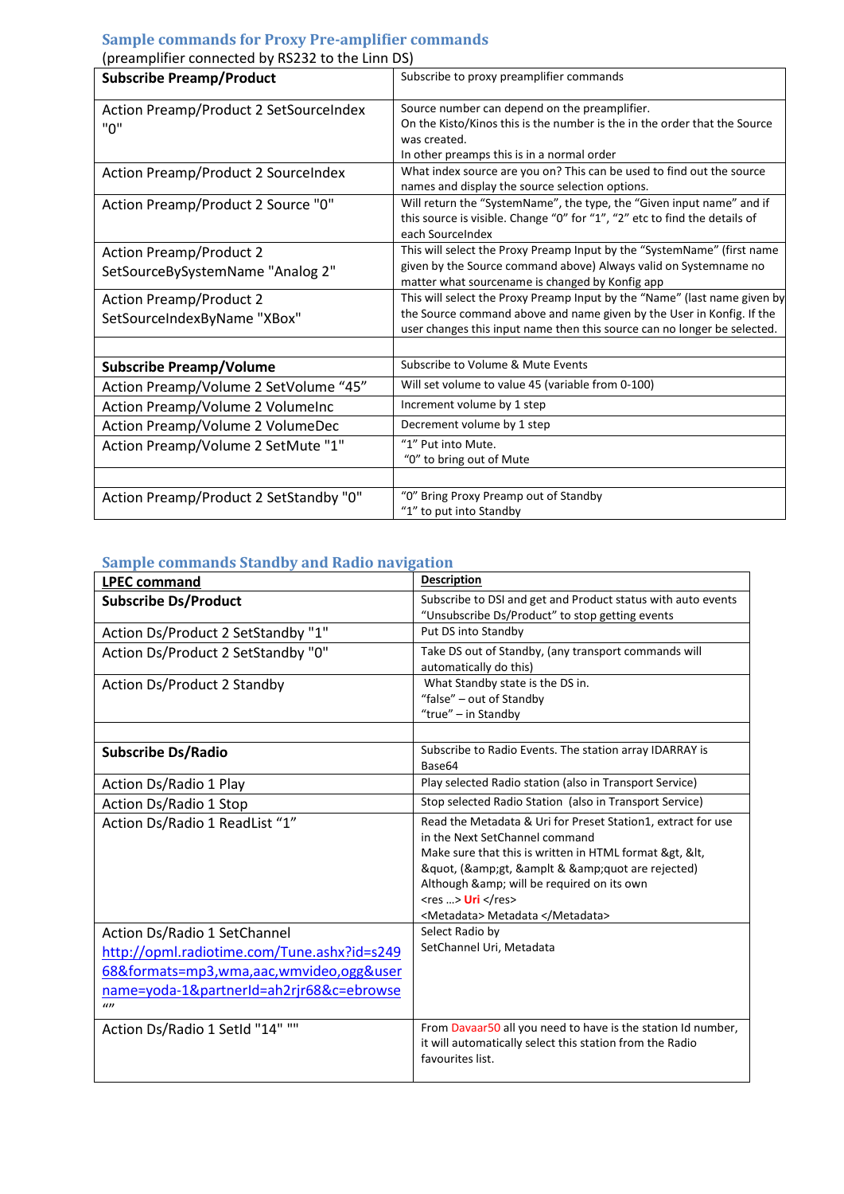## Sample commands for Proxy Pre-amplifier commands

(preamplifier connected by RS232 to the Linn DS)

| **Subscribe Preamp/Product** | Subscribe to proxy preamplifier commands |
|---|---|
| Action Preamp/Product 2 SetSourceIndex "0" | Source number can depend on the preamplifier. On the Kisto/Kinos this is the number is the in the order that the Source was created. In other preamps this is in a normal order |
| Action Preamp/Product 2 SourceIndex | What index source are you on? This can be used to find out the source names and display the source selection options. |
| Action Preamp/Product 2 Source "0" | Will return the "SystemName", the type, the "Given input name" and if this source is visible. Change "0" for "1", "2" etc to find the details of each SourceIndex |
| Action Preamp/Product 2 SetSourceBySystemName "Analog 2" | This will select the Proxy Preamp Input by the "SystemName" (first name given by the Source command above) Always valid on Systemname no matter what sourcename is changed by Konfig app |
| Action Preamp/Product 2 SetSourceIndexByName "XBox" | This will select the Proxy Preamp Input by the "Name" (last name given by the Source command above and name given by the User in Konfig. If the user changes this input name then this source can no longer be selected. |
| | |
| **Subscribe Preamp/Volume** | Subscribe to Volume & Mute Events |
| Action Preamp/Volume 2 SetVolume "45" | Will set volume to value 45 (variable from 0-100) |
| Action Preamp/Volume 2 VolumeInc | Increment volume by 1 step |
| Action Preamp/Volume 2 VolumeDec | Decrement volume by 1 step |
| Action Preamp/Volume 2 SetMute "1" | "1" Put into Mute. "0" to bring out of Mute |
| | |
| Action Preamp/Product 2 SetStandby "0" | "0" Bring Proxy Preamp out of Standby "1" to put into Standby |

## Sample commands Standby and Radio navigation

| **LPEC command** | **Description** |
|---|---|
| **Subscribe Ds/Product** | Subscribe to DSI and get and Product status with auto events "Unsubscribe Ds/Product" to stop getting events |
| Action Ds/Product 2 SetStandby "1" | Put DS into Standby |
| Action Ds/Product 2 SetStandby "0" | Take DS out of Standby, (any transport commands will automatically do this) |
| Action Ds/Product 2 Standby | What Standby state is the DS in. "false" – out of Standby "true" – in Standby |
| | |
| **Subscribe Ds/Radio** | Subscribe to Radio Events. The station array IDARRAY is Base64 |
| Action Ds/Radio 1 Play | Play selected Radio station (also in Transport Service) |
| Action Ds/Radio 1 Stop | Stop selected Radio Station (also in Transport Service) |
| Action Ds/Radio 1 ReadList "1" | Read the Metadata & Uri for Preset Station1, extract for use in the Next SetChannel command Make sure that this is written in HTML format &gt, &lt, &quot, (&amp;gt, &amplt & &amp;quot are rejected) Although &amp; will be required on its own <res …> Uri </res> <Metadata> Metadata </Metadata> |
| Action Ds/Radio 1 SetChannel http://opml.radiotime.com/Tune.ashx?id=s24968&formats=mp3,wma,aac,wmvideo,ogg&username=yoda-1&partnerId=ah2rjr68&c=ebrowse "" | Select Radio by SetChannel Uri, Metadata |
| Action Ds/Radio 1 SetId "14" "" | From Davaar50 all you need to have is the station Id number, it will automatically select this station from the Radio favourites list. |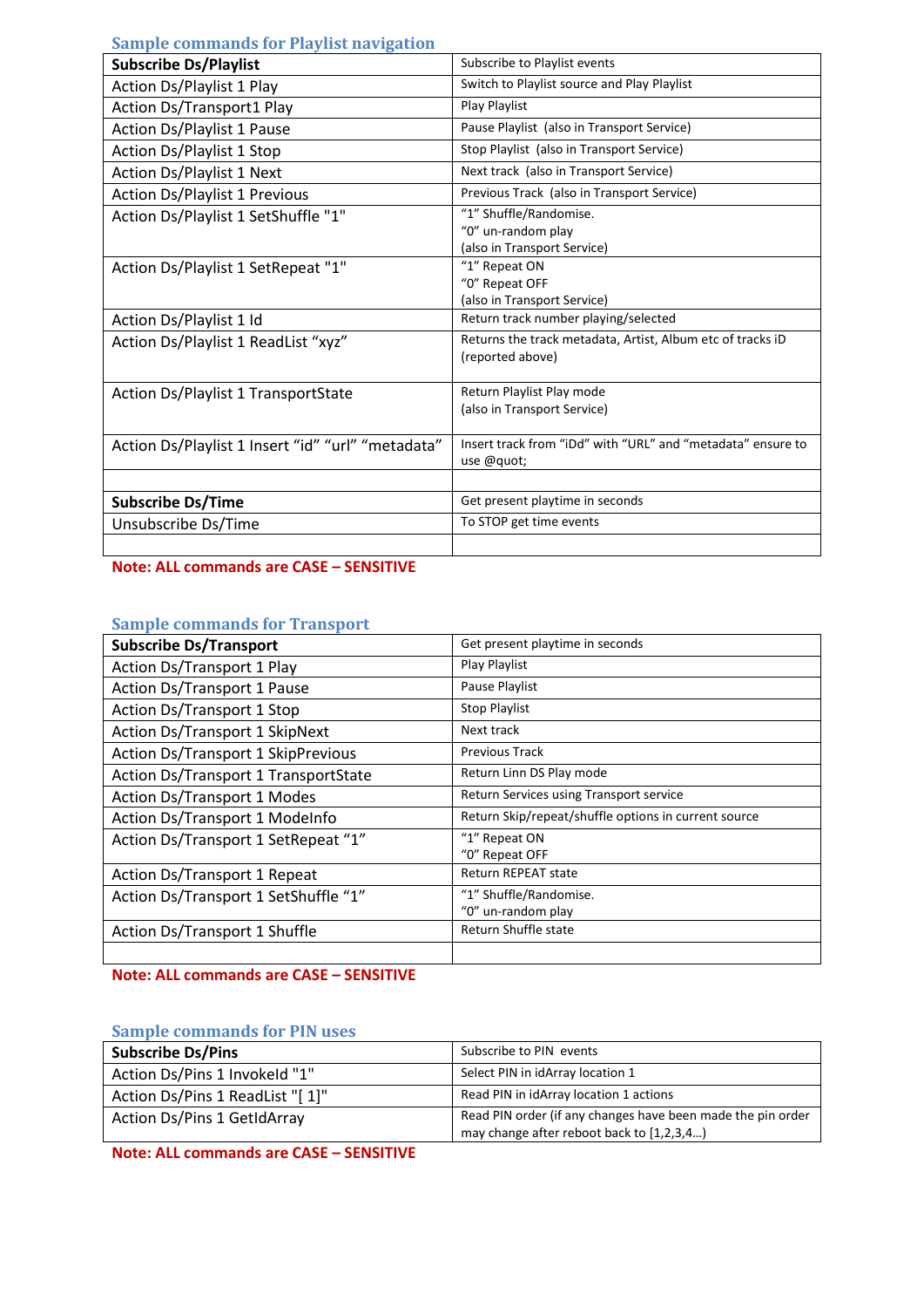## Sample commands for Playlist navigation

| **Subscribe Ds/Playlist** | Subscribe to Playlist events |
|---|---|
| Action Ds/Playlist 1 Play | Switch to Playlist source and Play Playlist |
| Action Ds/Transport1 Play | Play Playlist |
| Action Ds/Playlist 1 Pause | Pause Playlist (also in Transport Service) |
| Action Ds/Playlist 1 Stop | Stop Playlist (also in Transport Service) |
| Action Ds/Playlist 1 Next | Next track (also in Transport Service) |
| Action Ds/Playlist 1 Previous | Previous Track (also in Transport Service) |
| Action Ds/Playlist 1 SetShuffle "1" | "1" Shuffle/Randomise.<br>"0" un-random play<br>(also in Transport Service) |
| Action Ds/Playlist 1 SetRepeat "1" | "1" Repeat ON<br>"0" Repeat OFF<br>(also in Transport Service) |
| Action Ds/Playlist 1 Id | Return track number playing/selected |
| Action Ds/Playlist 1 ReadList "xyz" | Returns the track metadata, Artist, Album etc of tracks iD (reported above) |
| Action Ds/Playlist 1 TransportState | Return Playlist Play mode<br>(also in Transport Service) |
| Action Ds/Playlist 1 Insert "id" "url" "metadata" | Insert track from "iDd" with "URL" and "metadata" ensure to use @quot; |
| | |
| **Subscribe Ds/Time** | Get present playtime in seconds |
| Unsubscribe Ds/Time | To STOP get time events |
| | |

**Note: ALL commands are CASE – SENSITIVE**

## Sample commands for Transport

| **Subscribe Ds/Transport** | Get present playtime in seconds |
|---|---|
| Action Ds/Transport 1 Play | Play Playlist |
| Action Ds/Transport 1 Pause | Pause Playlist |
| Action Ds/Transport 1 Stop | Stop Playlist |
| Action Ds/Transport 1 SkipNext | Next track |
| Action Ds/Transport 1 SkipPrevious | Previous Track |
| Action Ds/Transport 1 TransportState | Return Linn DS Play mode |
| Action Ds/Transport 1 Modes | Return Services using Transport service |
| Action Ds/Transport 1 ModeInfo | Return Skip/repeat/shuffle options in current source |
| Action Ds/Transport 1 SetRepeat "1" | "1" Repeat ON<br>"0" Repeat OFF |
| Action Ds/Transport 1 Repeat | Return REPEAT state |
| Action Ds/Transport 1 SetShuffle "1" | "1" Shuffle/Randomise.<br>"0" un-random play |
| Action Ds/Transport 1 Shuffle | Return Shuffle state |
| | |

**Note: ALL commands are CASE – SENSITIVE**

## Sample commands for PIN uses

| **Subscribe Ds/Pins** | Subscribe to PIN events |
|---|---|
| Action Ds/Pins 1 InvokeId "1" | Select PIN in idArray location 1 |
| Action Ds/Pins 1 ReadList "[ 1]" | Read PIN in idArray location 1 actions |
| Action Ds/Pins 1 GetIdArray | Read PIN order (if any changes have been made the pin order may change after reboot back to [1,2,3,4…) |

**Note: ALL commands are CASE – SENSITIVE**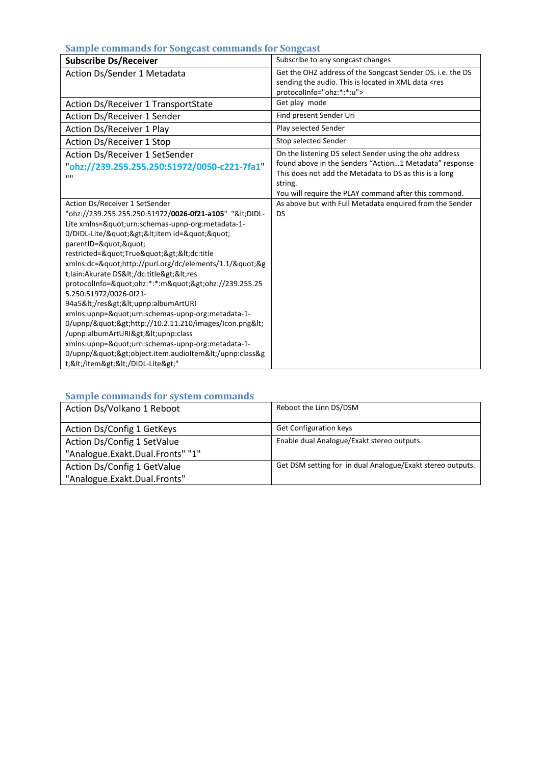## Sample commands for Songcast commands for Songcast

| **Subscribe Ds/Receiver** | Subscribe to any songcast changes |
| --- | --- |
| Action Ds/Sender 1 Metadata | Get the OHZ address of the Songcast Sender DS. i.e. the DS sending the audio. This is located in XML data <res protocolInfo="ohz:*:*:u"> |
| Action Ds/Receiver 1 TransportState | Get play mode |
| Action Ds/Receiver 1 Sender | Find present Sender Uri |
| Action Ds/Receiver 1 Play | Play selected Sender |
| Action Ds/Receiver 1 Stop | Stop selected Sender |
| Action Ds/Receiver 1 SetSender "ohz://239.255.255.250:51972/0050-c221-7fa1" "" | On the listening DS select Sender using the ohz address found above in the Senders "Action…1 Metadata" response This does not add the Metadata to DS as this is a long string.<br>You will require the PLAY command after this command. |
| Action Ds/Receiver 1 SetSender "ohz://239.255.255.250:51972/**0026-0f21-a105**" "&lt;DIDL-Lite xmlns=&quot;urn:schemas-upnp-org:metadata-1-0/DIDL-Lite/&quot;&gt;&lt;item id=&quot;&quot; parentID=&quot;&quot; restricted=&quot;True&quot;&gt;&lt;dc:title xmlns:dc=&quot;http://purl.org/dc/elements/1.1/&quot;&gt;Iain:Akurate DS&lt;/dc:title&gt;&lt;res protocolInfo=&quot;ohz:*:*:m&quot;&gt;ohz://239.255.255.250:51972/0026-0f21-94a5&lt;/res&gt;&lt;upnp:albumArtURI xmlns:upnp=&quot;urn:schemas-upnp-org:metadata-1-0/upnp/&quot;&gt;http://10.2.11.210/images/Icon.png&lt;/upnp:albumArtURI&gt;&lt;upnp:class xmlns:upnp=&quot;urn:schemas-upnp-org:metadata-1-0/upnp/&quot;&gt;object.item.audioItem&lt;/upnp:class&gt;&lt;/item&gt;&lt;/DIDL-Lite&gt;" | As above but with Full Metadata enquired from the Sender DS |

## Sample commands for system commands

| | |
| --- | --- |
| Action Ds/Volkano 1 Reboot | Reboot the Linn DS/DSM |
| Action Ds/Config 1 GetKeys | Get Configuration keys |
| Action Ds/Config 1 SetValue "Analogue.Exakt.Dual.Fronts" "1" | Enable dual Analogue/Exakt stereo outputs. |
| Action Ds/Config 1 GetValue "Analogue.Exakt.Dual.Fronts" | Get DSM setting for in dual Analogue/Exakt stereo outputs. |